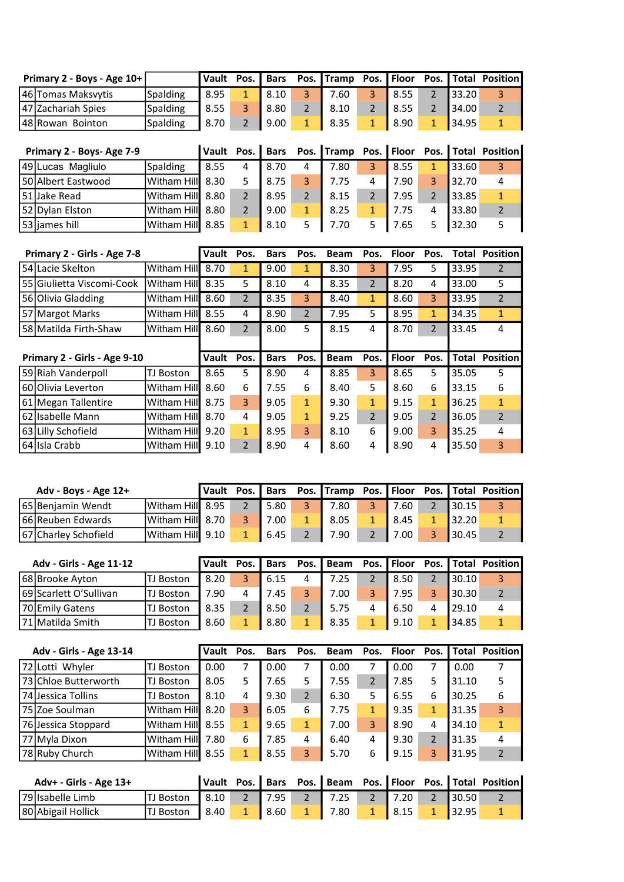| # | Primary 2 - Boys - Age 10+ | | Vault | Pos. | Bars | Pos. | Tramp | Pos. | Floor | Pos. | Total | Position |
|---|---|---|---|---|---|---|---|---|---|---|---|---|
| 46 | Tomas Maksvytis | Spalding | 8.95 | 1 | 8.10 | 3 | 7.60 | 3 | 8.55 | 2 | 33.20 | 3 |
| 47 | Zachariah Spies | Spalding | 8.55 | 3 | 8.80 | 2 | 8.10 | 2 | 8.55 | 2 | 34.00 | 2 |
| 48 | Rowan Bointon | Spalding | 8.70 | 2 | 9.00 | 1 | 8.35 | 1 | 8.90 | 1 | 34.95 | 1 |

| # | Primary 2 - Boys- Age 7-9 | | Vault | Pos. | Bars | Pos. | Tramp | Pos. | Floor | Pos. | Total | Position |
|---|---|---|---|---|---|---|---|---|---|---|---|---|
| 49 | Lucas Magliulo | Spalding | 8.55 | 4 | 8.70 | 4 | 7.80 | 3 | 8.55 | 1 | 33.60 | 3 |
| 50 | Albert Eastwood | Witham Hill | 8.30 | 5 | 8.75 | 3 | 7.75 | 4 | 7.90 | 3 | 32.70 | 4 |
| 51 | Jake Read | Witham Hill | 8.80 | 2 | 8.95 | 2 | 8.15 | 2 | 7.95 | 2 | 33.85 | 1 |
| 52 | Dylan Elston | Witham Hill | 8.80 | 2 | 9.00 | 1 | 8.25 | 1 | 7.75 | 4 | 33.80 | 2 |
| 53 | james hill | Witham Hill | 8.85 | 1 | 8.10 | 5 | 7.70 | 5 | 7.65 | 5 | 32.30 | 5 |

| # | Primary 2 - Girls - Age 7-8 | | Vault | Pos. | Bars | Pos. | Beam | Pos. | Floor | Pos. | Total | Position |
|---|---|---|---|---|---|---|---|---|---|---|---|---|
| 54 | Lacie Skelton | Witham Hill | 8.70 | 1 | 9.00 | 1 | 8.30 | 3 | 7.95 | 5 | 33.95 | 2 |
| 55 | Giulietta Viscomi-Cook | Witham Hill | 8.35 | 5 | 8.10 | 4 | 8.35 | 2 | 8.20 | 4 | 33.00 | 5 |
| 56 | Olivia Gladding | Witham Hill | 8.60 | 2 | 8.35 | 3 | 8.40 | 1 | 8.60 | 3 | 33.95 | 2 |
| 57 | Margot Marks | Witham Hill | 8.55 | 4 | 8.90 | 2 | 7.95 | 5 | 8.95 | 1 | 34.35 | 1 |
| 58 | Matilda Firth-Shaw | Witham Hill | 8.60 | 2 | 8.00 | 5 | 8.15 | 4 | 8.70 | 2 | 33.45 | 4 |

| # | Primary 2 - Girls - Age 9-10 | | Vault | Pos. | Bars | Pos. | Beam | Pos. | Floor | Pos. | Total | Position |
|---|---|---|---|---|---|---|---|---|---|---|---|---|
| 59 | Riah Vanderpoll | TJ Boston | 8.65 | 5 | 8.90 | 4 | 8.85 | 3 | 8.65 | 5 | 35.05 | 5 |
| 60 | Olivia Leverton | Witham Hill | 8.60 | 6 | 7.55 | 6 | 8.40 | 5 | 8.60 | 6 | 33.15 | 6 |
| 61 | Megan Tallentire | Witham Hill | 8.75 | 3 | 9.05 | 1 | 9.30 | 1 | 9.15 | 1 | 36.25 | 1 |
| 62 | Isabelle Mann | Witham Hill | 8.70 | 4 | 9.05 | 1 | 9.25 | 2 | 9.05 | 2 | 36.05 | 2 |
| 63 | Lilly Schofield | Witham Hill | 9.20 | 1 | 8.95 | 3 | 8.10 | 6 | 9.00 | 3 | 35.25 | 4 |
| 64 | Isla Crabb | Witham Hill | 9.10 | 2 | 8.90 | 4 | 8.60 | 4 | 8.90 | 4 | 35.50 | 3 |

| # | Adv - Boys - Age 12+ | | Vault | Pos. | Bars | Pos. | Tramp | Pos. | Floor | Pos. | Total | Position |
|---|---|---|---|---|---|---|---|---|---|---|---|---|
| 65 | Benjamin Wendt | Witham Hill | 8.95 | 2 | 5.80 | 3 | 7.80 | 3 | 7.60 | 2 | 30.15 | 3 |
| 66 | Reuben Edwards | Witham Hill | 8.70 | 3 | 7.00 | 1 | 8.05 | 1 | 8.45 | 1 | 32.20 | 1 |
| 67 | Charley Schofield | Witham Hill | 9.10 | 1 | 6.45 | 2 | 7.90 | 2 | 7.00 | 3 | 30.45 | 2 |

| # | Adv - Girls - Age 11-12 | | Vault | Pos. | Bars | Pos. | Beam | Pos. | Floor | Pos. | Total | Position |
|---|---|---|---|---|---|---|---|---|---|---|---|---|
| 68 | Brooke Ayton | TJ Boston | 8.20 | 3 | 6.15 | 4 | 7.25 | 2 | 8.50 | 2 | 30.10 | 3 |
| 69 | Scarlett O'Sullivan | TJ Boston | 7.90 | 4 | 7.45 | 3 | 7.00 | 3 | 7.95 | 3 | 30.30 | 2 |
| 70 | Emily Gatens | TJ Boston | 8.35 | 2 | 8.50 | 2 | 5.75 | 4 | 6.50 | 4 | 29.10 | 4 |
| 71 | Matilda Smith | TJ Boston | 8.60 | 1 | 8.80 | 1 | 8.35 | 1 | 9.10 | 1 | 34.85 | 1 |

| # | Adv - Girls - Age 13-14 | | Vault | Pos. | Bars | Pos. | Beam | Pos. | Floor | Pos. | Total | Position |
|---|---|---|---|---|---|---|---|---|---|---|---|---|
| 72 | Lotti Whyler | TJ Boston | 0.00 | 7 | 0.00 | 7 | 0.00 | 7 | 0.00 | 7 | 0.00 | 7 |
| 73 | Chloe Butterworth | TJ Boston | 8.05 | 5 | 7.65 | 5 | 7.55 | 2 | 7.85 | 5 | 31.10 | 5 |
| 74 | Jessica Tollins | TJ Boston | 8.10 | 4 | 9.30 | 2 | 6.30 | 5 | 6.55 | 6 | 30.25 | 6 |
| 75 | Zoe Soulman | Witham Hill | 8.20 | 3 | 6.05 | 6 | 7.75 | 1 | 9.35 | 1 | 31.35 | 3 |
| 76 | Jessica Stoppard | Witham Hill | 8.55 | 1 | 9.65 | 1 | 7.00 | 3 | 8.90 | 4 | 34.10 | 1 |
| 77 | Myla Dixon | Witham Hill | 7.80 | 6 | 7.85 | 4 | 6.40 | 4 | 9.30 | 2 | 31.35 | 4 |
| 78 | Ruby Church | Witham Hill | 8.55 | 1 | 8.55 | 3 | 5.70 | 6 | 9.15 | 3 | 31.95 | 2 |

| # | Adv+ - Girls - Age 13+ | | Vault | Pos. | Bars | Pos. | Beam | Pos. | Floor | Pos. | Total | Position |
|---|---|---|---|---|---|---|---|---|---|---|---|---|
| 79 | Isabelle Limb | TJ Boston | 8.10 | 2 | 7.95 | 2 | 7.25 | 2 | 7.20 | 2 | 30.50 | 2 |
| 80 | Abigail Hollick | TJ Boston | 8.40 | 1 | 8.60 | 1 | 7.80 | 1 | 8.15 | 1 | 32.95 | 1 |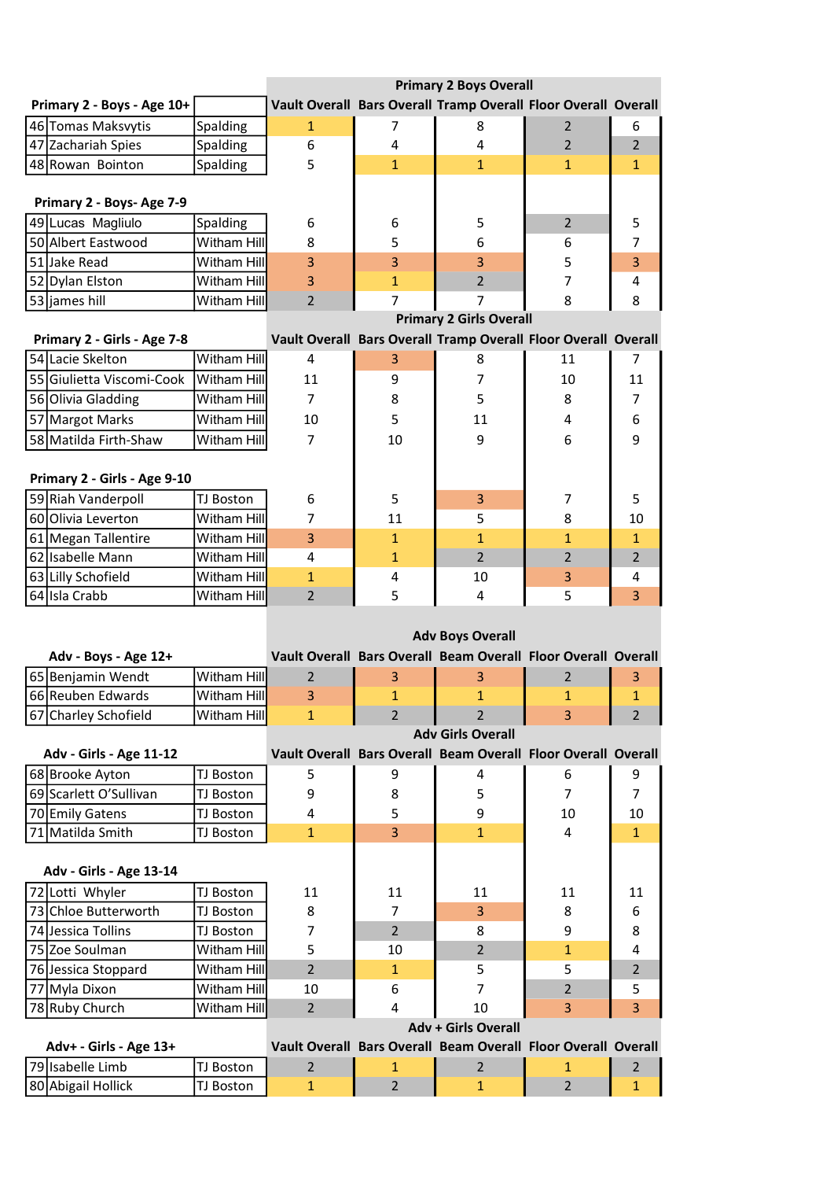| Primary 2 - Boys - Age 10+ | | | Vault Overall | Bars Overall | Tramp Overall | Floor Overall | Overall |
|---|---|---|---|---|---|---|---|
| | | | Primary 2 Boys Overall | | | | |
| 46 | Tomas Maksvytis | Spalding | 1 | 7 | 8 | 2 | 6 |
| 47 | Zachariah Spies | Spalding | 6 | 4 | 4 | 2 | 2 |
| 48 | Rowan Bointon | Spalding | 5 | 1 | 1 | 1 | 1 |
| **Primary 2 - Boys- Age 7-9** | | | | | | | |
| 49 | Lucas Magliulo | Spalding | 6 | 6 | 5 | 2 | 5 |
| 50 | Albert Eastwood | Witham Hill | 8 | 5 | 6 | 6 | 7 |
| 51 | Jake Read | Witham Hill | 3 | 3 | 3 | 5 | 3 |
| 52 | Dylan Elston | Witham Hill | 3 | 1 | 2 | 7 | 4 |
| 53 | james hill | Witham Hill | 2 | 7 | 7 | 8 | 8 |

| Primary 2 - Girls - Age 7-8 | | | Vault Overall | Bars Overall | Tramp Overall | Floor Overall | Overall |
|---|---|---|---|---|---|---|---|
| | | | Primary 2 Girls Overall | | | | |
| 54 | Lacie Skelton | Witham Hill | 4 | 3 | 8 | 11 | 7 |
| 55 | Giulietta Viscomi-Cook | Witham Hill | 11 | 9 | 7 | 10 | 11 |
| 56 | Olivia Gladding | Witham Hill | 7 | 8 | 5 | 8 | 7 |
| 57 | Margot Marks | Witham Hill | 10 | 5 | 11 | 4 | 6 |
| 58 | Matilda Firth-Shaw | Witham Hill | 7 | 10 | 9 | 6 | 9 |
| **Primary 2 - Girls - Age 9-10** | | | | | | | |
| 59 | Riah Vanderpoll | TJ Boston | 6 | 5 | 3 | 7 | 5 |
| 60 | Olivia Leverton | Witham Hill | 7 | 11 | 5 | 8 | 10 |
| 61 | Megan Tallentire | Witham Hill | 3 | 1 | 1 | 1 | 1 |
| 62 | Isabelle Mann | Witham Hill | 4 | 1 | 2 | 2 | 2 |
| 63 | Lilly Schofield | Witham Hill | 1 | 4 | 10 | 3 | 4 |
| 64 | Isla Crabb | Witham Hill | 2 | 5 | 4 | 5 | 3 |

| Adv - Boys - Age 12+ | | | Vault Overall | Bars Overall | Beam Overall | Floor Overall | Overall |
|---|---|---|---|---|---|---|---|
| | | | Adv Boys Overall | | | | |
| 65 | Benjamin Wendt | Witham Hill | 2 | 3 | 3 | 2 | 3 |
| 66 | Reuben Edwards | Witham Hill | 3 | 1 | 1 | 1 | 1 |
| 67 | Charley Schofield | Witham Hill | 1 | 2 | 2 | 3 | 2 |

| Adv - Girls - Age 11-12 | | | Vault Overall | Bars Overall | Beam Overall | Floor Overall | Overall |
|---|---|---|---|---|---|---|---|
| | | | Adv Girls Overall | | | | |
| 68 | Brooke Ayton | TJ Boston | 5 | 9 | 4 | 6 | 9 |
| 69 | Scarlett O'Sullivan | TJ Boston | 9 | 8 | 5 | 7 | 7 |
| 70 | Emily Gatens | TJ Boston | 4 | 5 | 9 | 10 | 10 |
| 71 | Matilda Smith | TJ Boston | 1 | 3 | 1 | 4 | 1 |
| **Adv - Girls - Age 13-14** | | | | | | | |
| 72 | Lotti Whyler | TJ Boston | 11 | 11 | 11 | 11 | 11 |
| 73 | Chloe Butterworth | TJ Boston | 8 | 7 | 3 | 8 | 6 |
| 74 | Jessica Tollins | TJ Boston | 7 | 2 | 8 | 9 | 8 |
| 75 | Zoe Soulman | Witham Hill | 5 | 10 | 2 | 1 | 4 |
| 76 | Jessica Stoppard | Witham Hill | 2 | 1 | 5 | 5 | 2 |
| 77 | Myla Dixon | Witham Hill | 10 | 6 | 7 | 2 | 5 |
| 78 | Ruby Church | Witham Hill | 2 | 4 | 10 | 3 | 3 |

| Adv+ - Girls - Age 13+ | | | Vault Overall | Bars Overall | Beam Overall | Floor Overall | Overall |
|---|---|---|---|---|---|---|---|
| | | | Adv + Girls Overall | | | | |
| 79 | Isabelle Limb | TJ Boston | 2 | 1 | 2 | 1 | 2 |
| 80 | Abigail Hollick | TJ Boston | 1 | 2 | 1 | 2 | 1 |